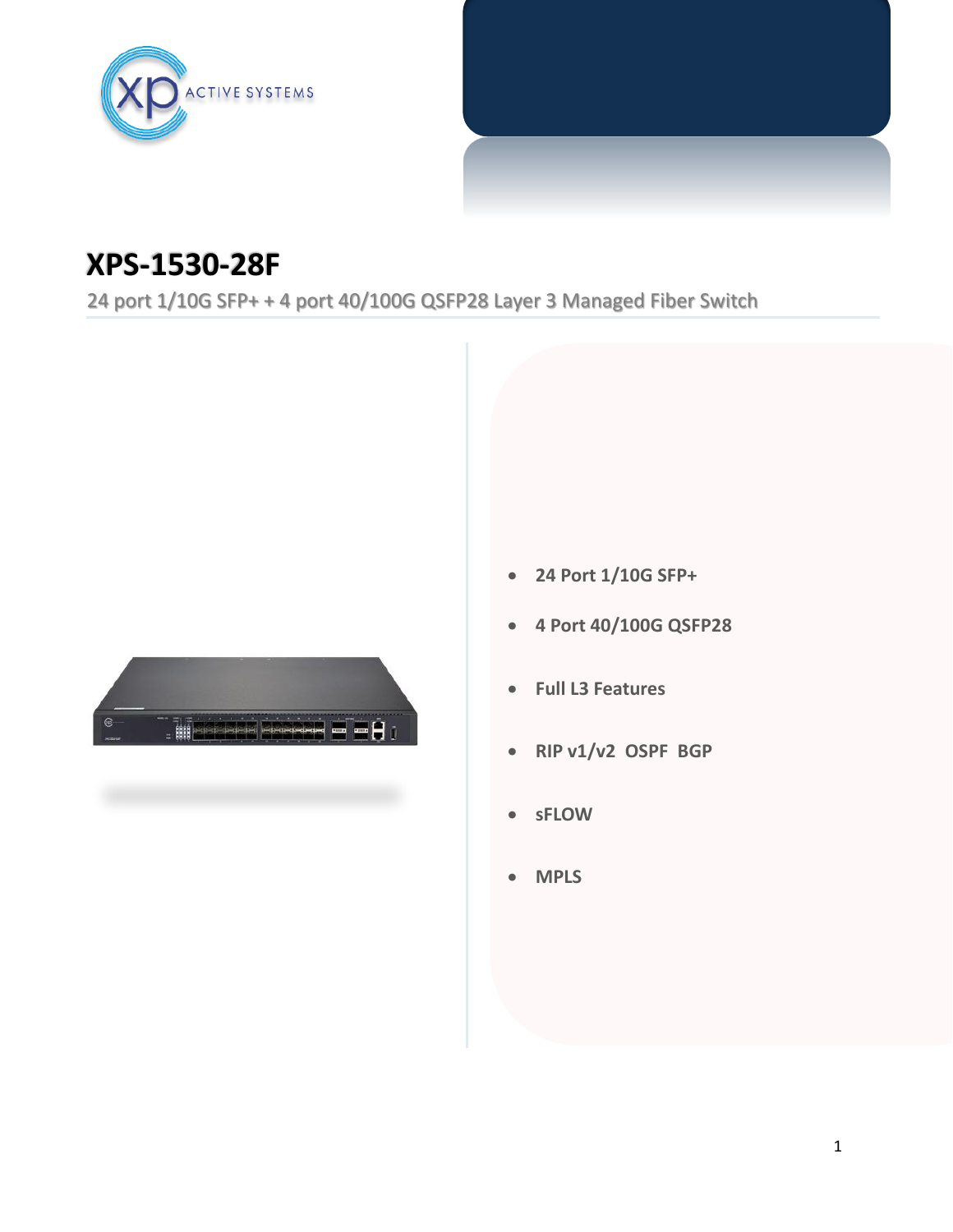XP ACTIVE SYSTEMS

# XPS-1530-28F

24 port 1/10G SFP+ + 4 port 40/100G QSFP28 Layer 3 Managed Fiber Switch

- **24 Port 1/10G SFP+**
- **4 Port 40/100G QSFP28**
- **Full L3 Features**
- **RIP v1/v2 OSPF BGP**
- **sFLOW**
- **MPLS**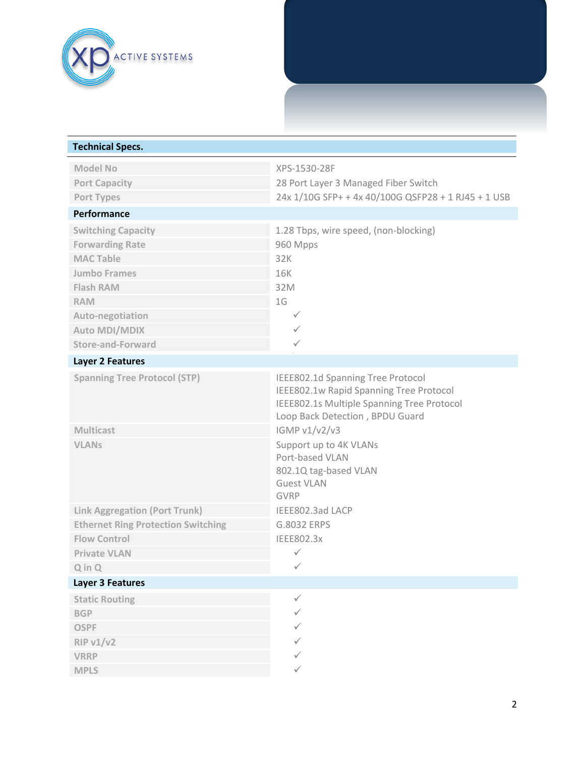## Technical Specs.

| | |
|---|---|
| Model No | XPS-1530-28F |
| Port Capacity | 28 Port Layer 3 Managed Fiber Switch |
| Port Types | 24x 1/10G SFP+ + 4x 40/100G QSFP28 + 1 RJ45 + 1 USB |
| **Performance** | |
| Switching Capacity | 1.28 Tbps, wire speed, (non-blocking) |
| Forwarding Rate | 960 Mpps |
| MAC Table | 32K |
| Jumbo Frames | 16K |
| Flash RAM | 32M |
| RAM | 1G |
| Auto-negotiation | ✓ |
| Auto MDI/MDIX | ✓ |
| Store-and-Forward | ✓ |
| **Layer 2 Features** | |
| Spanning Tree Protocol (STP) | IEEE802.1d Spanning Tree Protocol<br>IEEE802.1w Rapid Spanning Tree Protocol<br>IEEE802.1s Multiple Spanning Tree Protocol<br>Loop Back Detection , BPDU Guard |
| Multicast | IGMP v1/v2/v3 |
| VLANs | Support up to 4K VLANs<br>Port-based VLAN<br>802.1Q tag-based VLAN<br>Guest VLAN<br>GVRP |
| Link Aggregation (Port Trunk) | IEEE802.3ad LACP |
| Ethernet Ring Protection Switching | G.8032 ERPS |
| Flow Control | IEEE802.3x |
| Private VLAN | ✓ |
| Q in Q | ✓ |
| **Layer 3 Features** | |
| Static Routing | ✓ |
| BGP | ✓ |
| OSPF | ✓ |
| RIP v1/v2 | ✓ |
| VRRP | ✓ |
| MPLS | ✓ |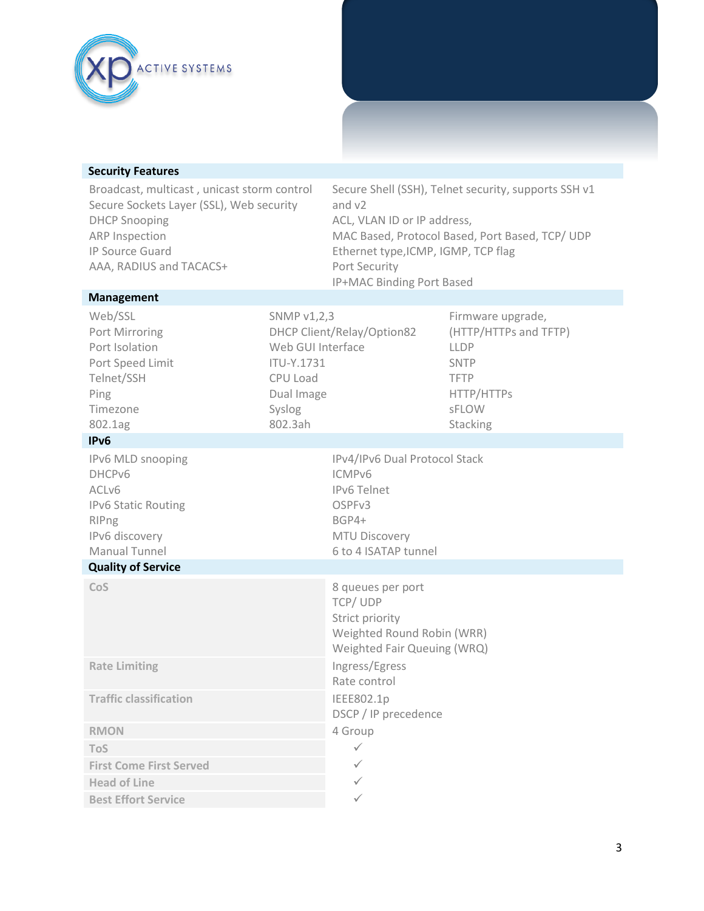## Security Features

Broadcast, multicast , unicast storm control
Secure Sockets Layer (SSL), Web security
DHCP Snooping
ARP Inspection
IP Source Guard
AAA, RADIUS and TACACS+

Secure Shell (SSH), Telnet security, supports SSH v1 and v2
ACL, VLAN ID or IP address,
MAC Based, Protocol Based, Port Based, TCP/ UDP
Ethernet type,ICMP, IGMP, TCP flag
Port Security
IP+MAC Binding Port Based

## Management

| | | |
|---|---|---|
| Web/SSL | SNMP v1,2,3 | Firmware upgrade, (HTTP/HTTPs and TFTP) |
| Port Mirroring | DHCP Client/Relay/Option82 | LLDP |
| Port Isolation | Web GUI Interface | SNTP |
| Port Speed Limit | ITU-Y.1731 | TFTP |
| Telnet/SSH | CPU Load | HTTP/HTTPs |
| Ping | Dual Image | sFLOW |
| Timezone | Syslog | Stacking |
| 802.1ag | 802.3ah | |

## IPv6

| | |
|---|---|
| IPv6 MLD snooping | IPv4/IPv6 Dual Protocol Stack |
| DHCPv6 | ICMPv6 |
| ACLv6 | IPv6 Telnet |
| IPv6 Static Routing | OSPFv3 |
| RIPng | BGP4+ |
| IPv6 discovery | MTU Discovery |
| Manual Tunnel | 6 to 4 ISATAP tunnel |

## Quality of Service

| | |
|---|---|
| **CoS** | 8 queues per port<br>TCP/ UDP<br>Strict priority<br>Weighted Round Robin (WRR)<br>Weighted Fair Queuing (WRQ) |
| **Rate Limiting** | Ingress/Egress<br>Rate control |
| **Traffic classification** | IEEE802.1p<br>DSCP / IP precedence |
| **RMON** | 4 Group |
| **ToS** | ✓ |
| **First Come First Served** | ✓ |
| **Head of Line** | ✓ |
| **Best Effort Service** | ✓ |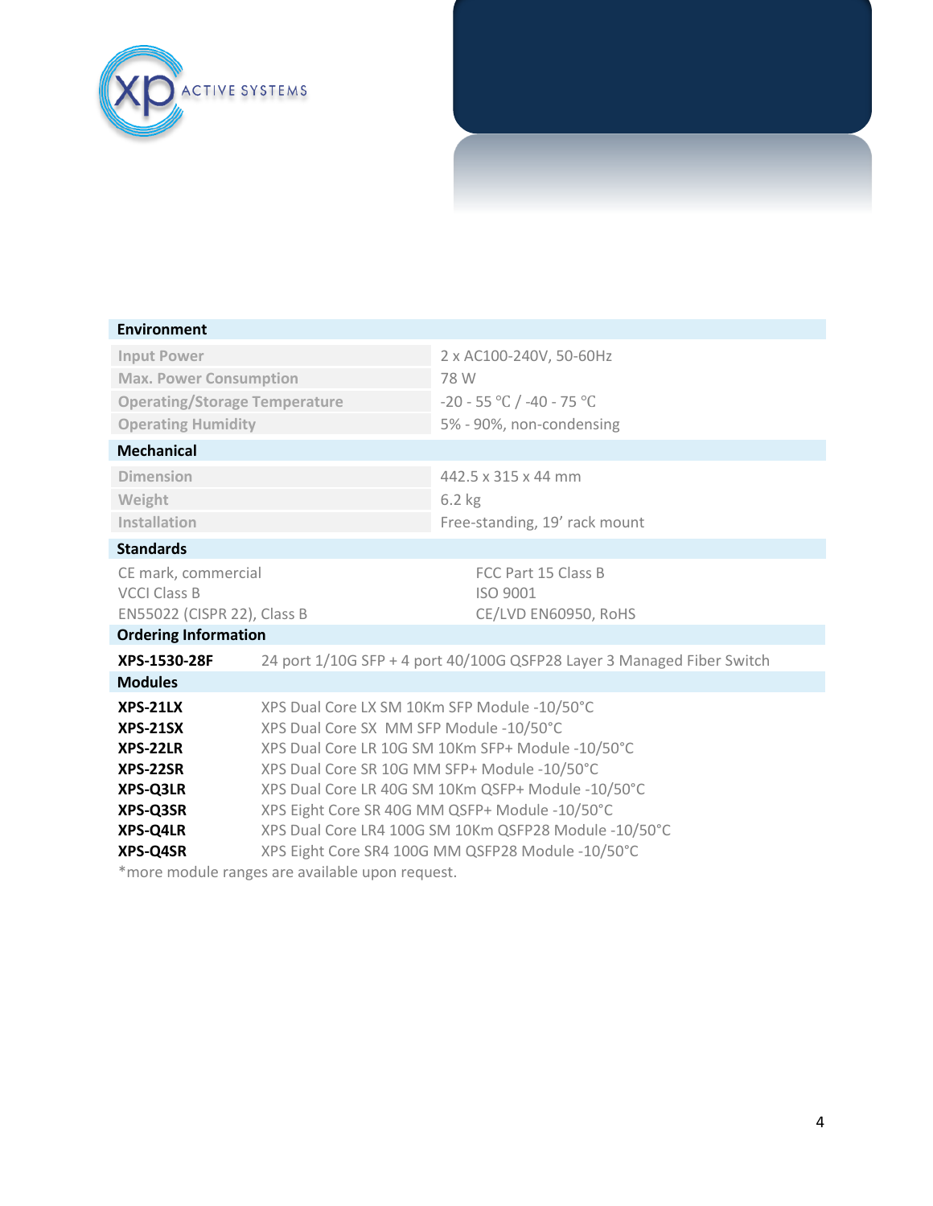XP ACTIVE SYSTEMS

## Environment

| | |
|---|---|
| Input Power | 2 x AC100-240V, 50-60Hz |
| Max. Power Consumption | 78 W |
| Operating/Storage Temperature | -20 - 55 ℃ / -40 - 75 ℃ |
| Operating Humidity | 5% - 90%, non-condensing |

## Mechanical

| | |
|---|---|
| Dimension | 442.5 x 315 x 44 mm |
| Weight | 6.2 kg |
| Installation | Free-standing, 19' rack mount |

## Standards

| | |
|---|---|
| CE mark, commercial | FCC Part 15 Class B |
| VCCI Class B | ISO 9001 |
| EN55022 (CISPR 22), Class B | CE/LVD EN60950, RoHS |

## Ordering Information

| | |
|---|---|
| **XPS-1530-28F** | 24 port 1/10G SFP + 4 port 40/100G QSFP28 Layer 3 Managed Fiber Switch |

## Modules

| | |
|---|---|
| **XPS-21LX** | XPS Dual Core LX SM 10Km SFP Module -10/50°C |
| **XPS-21SX** | XPS Dual Core SX MM SFP Module -10/50°C |
| **XPS-22LR** | XPS Dual Core LR 10G SM 10Km SFP+ Module -10/50°C |
| **XPS-22SR** | XPS Dual Core SR 10G MM SFP+ Module -10/50°C |
| **XPS-Q3LR** | XPS Dual Core LR 40G SM 10Km QSFP+ Module -10/50°C |
| **XPS-Q3SR** | XPS Eight Core SR 40G MM QSFP+ Module -10/50°C |
| **XPS-Q4LR** | XPS Dual Core LR4 100G SM 10Km QSFP28 Module -10/50°C |
| **XPS-Q4SR** | XPS Eight Core SR4 100G MM QSFP28 Module -10/50°C |

*more module ranges are available upon request.